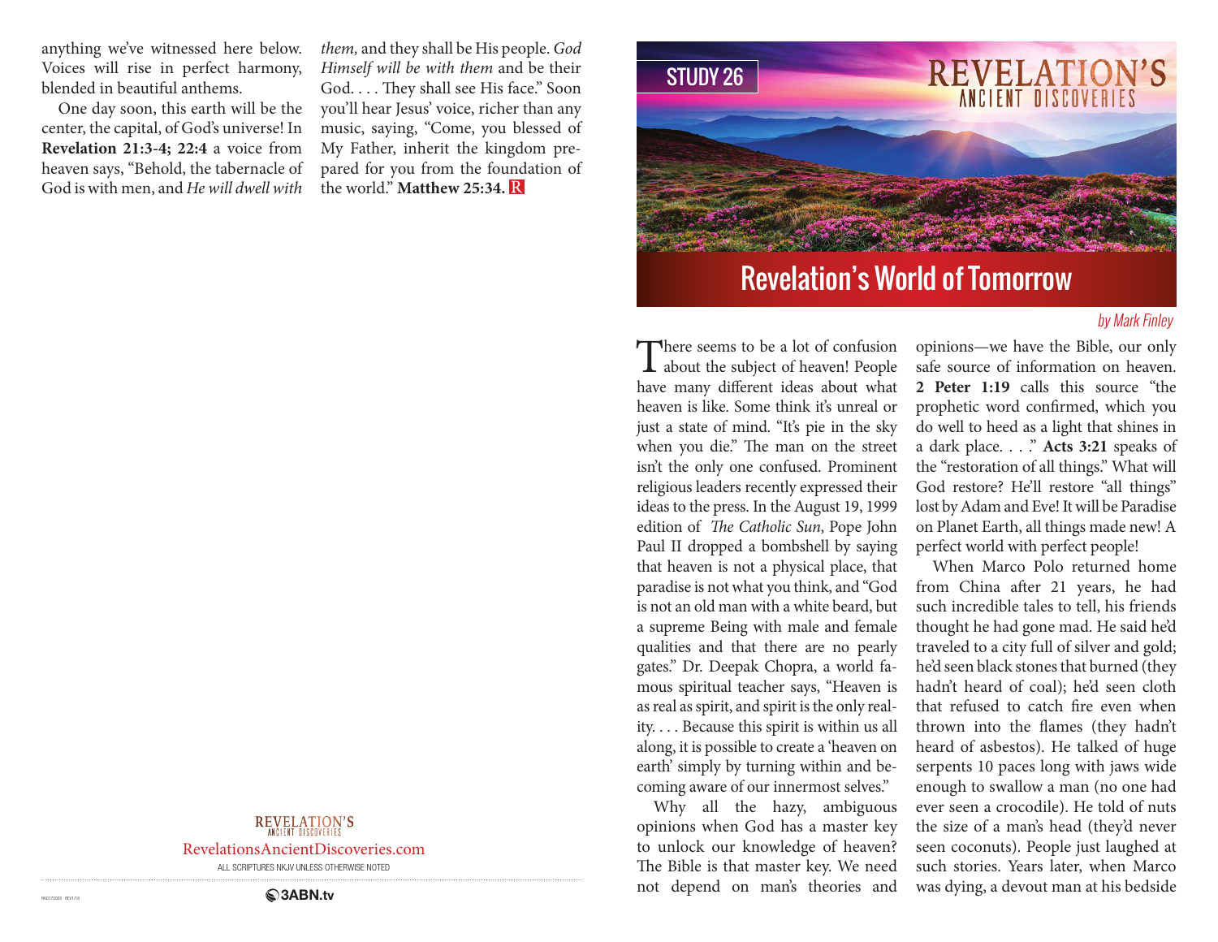anything we've witnessed here below. Voices will rise in perfect harmony, blended in beautiful anthems.

One day soon, this earth will be the center, the capital, of God's universe! In **Revelation 21:3-4; 22:4** a voice from heaven says, "Behold, the tabernacle of God is with men, and *He will dwell with them,* and they shall be His people. *God Himself will be with them* and be their God. . . . They shall see His face." Soon you'll hear Jesus' voice, richer than any music, saying, "Come, you blessed of My Father, inherit the kingdom prepared for you from the foundation of the world." **Matthew 25:34.**

REVELATION'S ANCIENT DISCOVERIES

RevelationsAncientDiscoveries.com

ALL SCRIPTURES NKJV UNLESS OTHERWISE NOTED

3ABN.tv

STUDY 26

REVELATION'S ANCIENT DISCOVERIES

# Revelation's World of Tomorrow

*by Mark Finley*

There seems to be a lot of confusion about the subject of heaven! People have many different ideas about what heaven is like. Some think it's unreal or just a state of mind. "It's pie in the sky when you die." The man on the street isn't the only one confused. Prominent religious leaders recently expressed their ideas to the press. In the August 19, 1999 edition of *The Catholic Sun*, Pope John Paul II dropped a bombshell by saying that heaven is not a physical place, that paradise is not what you think, and "God is not an old man with a white beard, but a supreme Being with male and female qualities and that there are no pearly gates." Dr. Deepak Chopra, a world famous spiritual teacher says, "Heaven is as real as spirit, and spirit is the only reality. . . . Because this spirit is within us all along, it is possible to create a 'heaven on earth' simply by turning within and becoming aware of our innermost selves."

Why all the hazy, ambiguous opinions when God has a master key to unlock our knowledge of heaven? The Bible is that master key. We need not depend on man's theories and opinions—we have the Bible, our only safe source of information on heaven. **2 Peter 1:19** calls this source "the prophetic word confirmed, which you do well to heed as a light that shines in a dark place. . . ." **Acts 3:21** speaks of the "restoration of all things." What will God restore? He'll restore "all things" lost by Adam and Eve! It will be Paradise on Planet Earth, all things made new! A perfect world with perfect people!

When Marco Polo returned home from China after 21 years, he had such incredible tales to tell, his friends thought he had gone mad. He said he'd traveled to a city full of silver and gold; he'd seen black stones that burned (they hadn't heard of coal); he'd seen cloth that refused to catch fire even when thrown into the flames (they hadn't heard of asbestos). He talked of huge serpents 10 paces long with jaws wide enough to swallow a man (no one had ever seen a crocodile). He told of nuts the size of a man's head (they'd never seen coconuts). People just laughed at such stories. Years later, when Marco was dying, a devout man at his bedside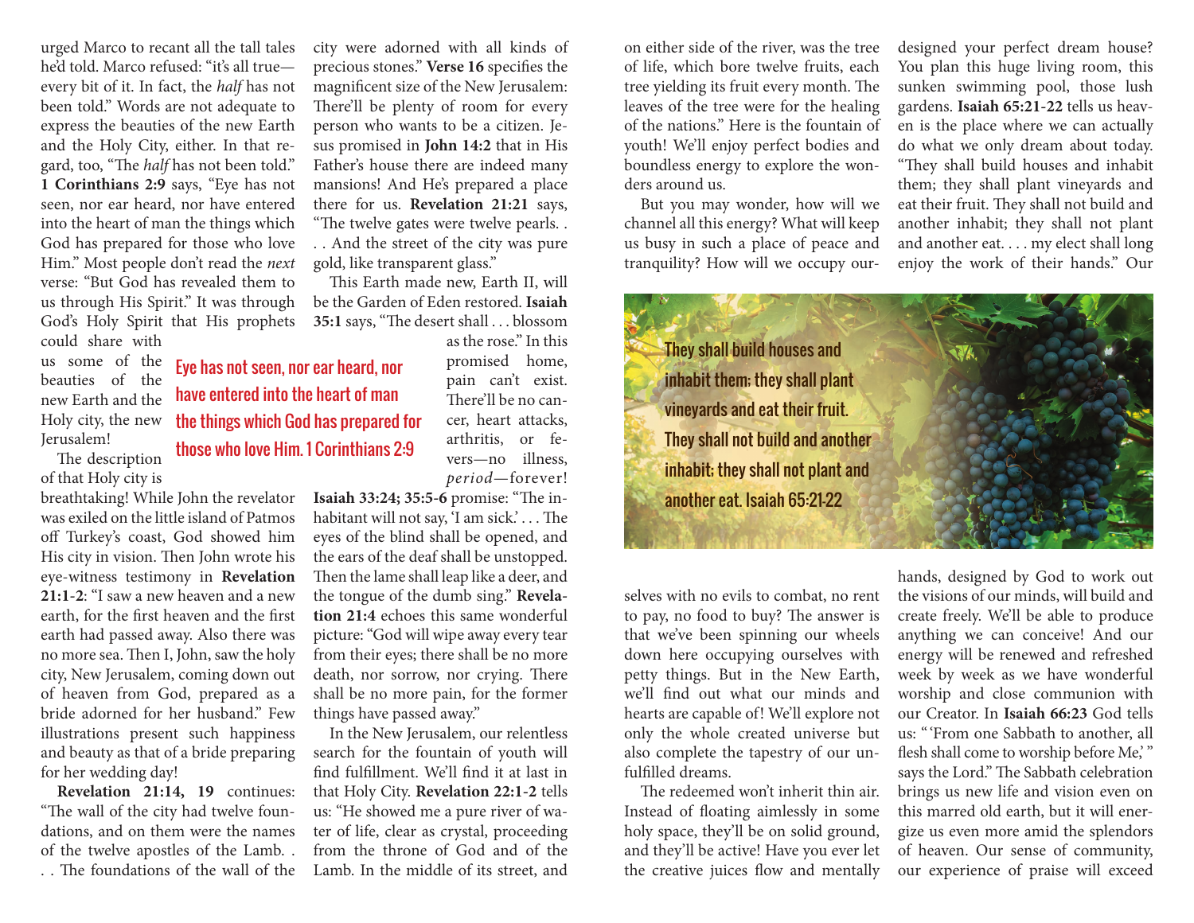urged Marco to recant all the tall tales he'd told. Marco refused: "it's all true—every bit of it. In fact, the *half* has not been told." Words are not adequate to express the beauties of the new Earth and the Holy City, either. In that regard, too, "The *half* has not been told." **1 Corinthians 2:9** says, "Eye has not seen, nor ear heard, nor have entered into the heart of man the things which God has prepared for those who love Him." Most people don't read the *next* verse: "But God has revealed them to us through His Spirit." It was through God's Holy Spirit that His prophets could share with us some of the beauties of the new Earth and the Holy city, the new Jerusalem!

> Eye has not seen, nor ear heard, nor have entered into the heart of man the things which God has prepared for those who love Him. 1 Corinthians 2:9

The description of that Holy city is breathtaking! While John the revelator was exiled on the little island of Patmos off Turkey's coast, God showed him His city in vision. Then John wrote his eye-witness testimony in **Revelation 21:1-2**: "I saw a new heaven and a new earth, for the first heaven and the first earth had passed away. Also there was no more sea. Then I, John, saw the holy city, New Jerusalem, coming down out of heaven from God, prepared as a bride adorned for her husband." Few illustrations present such happiness and beauty as that of a bride preparing for her wedding day!

**Revelation 21:14, 19** continues: "The wall of the city had twelve foundations, and on them were the names of the twelve apostles of the Lamb. . . . The foundations of the wall of the city were adorned with all kinds of precious stones." **Verse 16** specifies the magnificent size of the New Jerusalem: There'll be plenty of room for every person who wants to be a citizen. Jesus promised in **John 14:2** that in His Father's house there are indeed many mansions! And He's prepared a place there for us. **Revelation 21:21** says, "The twelve gates were twelve pearls. . . . And the street of the city was pure gold, like transparent glass."

This Earth made new, Earth II, will be the Garden of Eden restored. **Isaiah 35:1** says, "The desert shall . . . blossom as the rose." In this promised home, pain can't exist. There'll be no cancer, heart attacks, arthritis, or fevers—no illness, *period*—forever! **Isaiah 33:24; 35:5-6** promise: "The inhabitant will not say, 'I am sick.' . . . The eyes of the blind shall be opened, and the ears of the deaf shall be unstopped. Then the lame shall leap like a deer, and the tongue of the dumb sing." **Revelation 21:4** echoes this same wonderful picture: "God will wipe away every tear from their eyes; there shall be no more death, nor sorrow, nor crying. There shall be no more pain, for the former things have passed away."

In the New Jerusalem, our relentless search for the fountain of youth will find fulfillment. We'll find it at last in that Holy City. **Revelation 22:1-2** tells us: "He showed me a pure river of water of life, clear as crystal, proceeding from the throne of God and of the Lamb. In the middle of its street, and on either side of the river, was the tree of life, which bore twelve fruits, each tree yielding its fruit every month. The leaves of the tree were for the healing of the nations." Here is the fountain of youth! We'll enjoy perfect bodies and boundless energy to explore the wonders around us.

But you may wonder, how will we channel all this energy? What will keep us busy in such a place of peace and tranquility? How will we occupy ourselves with no evils to combat, no rent to pay, no food to buy? The answer is that we've been spinning our wheels down here occupying ourselves with petty things. But in the New Earth, we'll find out what our minds and hearts are capable of! We'll explore not only the whole created universe but also complete the tapestry of our unfulfilled dreams.

The redeemed won't inherit thin air. Instead of floating aimlessly in some holy space, they'll be on solid ground, and they'll be active! Have you ever let the creative juices flow and mentally designed your perfect dream house? You plan this huge living room, this sunken swimming pool, those lush gardens. **Isaiah 65:21-22** tells us heaven is the place where we can actually do what we only dream about today. "They shall build houses and inhabit them; they shall plant vineyards and eat their fruit. They shall not build and another inhabit; they shall not plant and another eat. . . . my elect shall long enjoy the work of their hands." Our hands, designed by God to work out the visions of our minds, will build and create freely. We'll be able to produce anything we can conceive! And our energy will be renewed and refreshed week by week as we have wonderful worship and close communion with our Creator. In **Isaiah 66:23** God tells us: " 'From one Sabbath to another, all flesh shall come to worship before Me,' " says the Lord." The Sabbath celebration brings us new life and vision even on this marred old earth, but it will energize us even more amid the splendors of heaven. Our sense of community, our experience of praise will exceed

> They shall build houses and inhabit them; they shall plant vineyards and eat their fruit. They shall not build and another inhabit; they shall not plant and another eat. Isaiah 65:21-22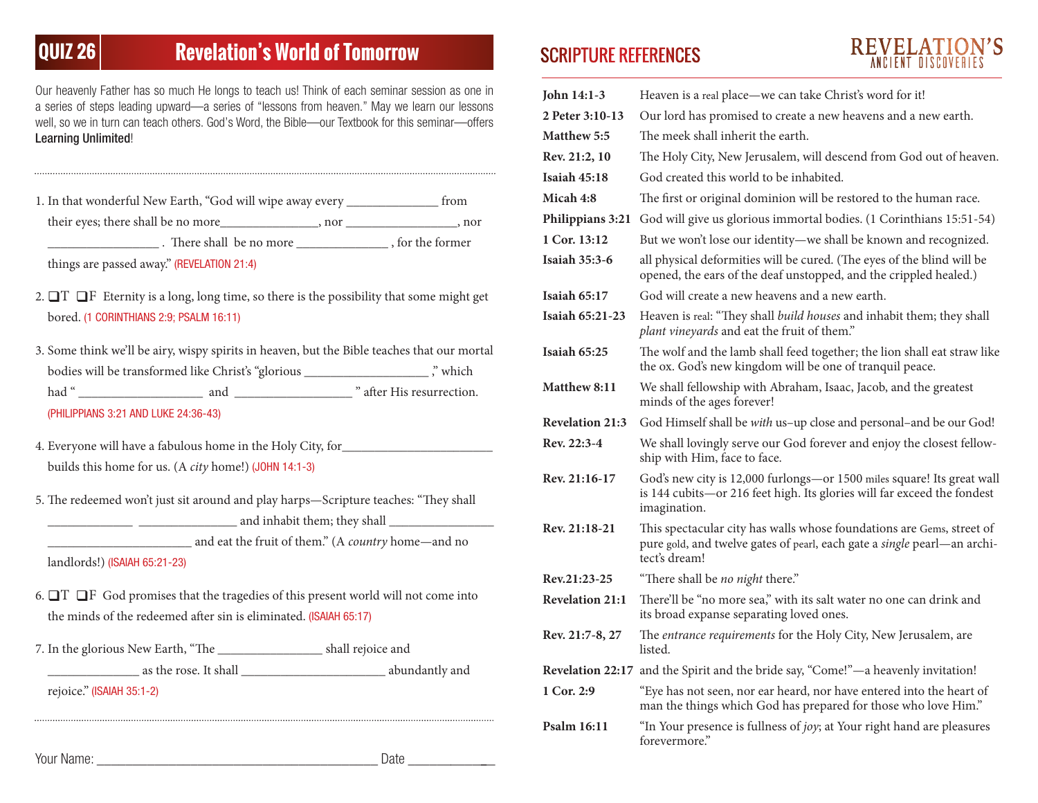# QUIZ 26 Revelation's World of Tomorrow

Our heavenly Father has so much He longs to teach us! Think of each seminar session as one in a series of steps leading upward—a series of "lessons from heaven." May we learn our lessons well, so we in turn can teach others. God's Word, the Bible—our Textbook for this seminar—offers **Learning Unlimited**!

1. In that wonderful New Earth, "God will wipe away every ______________ from their eyes; there shall be no more_______________, nor _________________, nor _________________ . There shall be no more ______________ , for the former things are passed away." (REVELATION 21:4)

2. ❑T ❑F Eternity is a long, long time, so there is the possibility that some might get bored. (1 CORINTHIANS 2:9; PSALM 16:11)

3. Some think we'll be airy, wispy spirits in heaven, but the Bible teaches that our mortal bodies will be transformed like Christ's "glorious ___________________ ," which had " ___________________ and __________________ " after His resurrection. (PHILIPPIANS 3:21 AND LUKE 24:36-43)

4. Everyone will have a fabulous home in the Holy City, for_______________________ builds this home for us. (A *city* home!) (JOHN 14:1-3)

5. The redeemed won't just sit around and play harps—Scripture teaches: "They shall _____________ _______________ and inhabit them; they shall ________________ ______________________ and eat the fruit of them." (A *country* home—and no landlords!) (ISAIAH 65:21-23)

6. ❑T ❑F God promises that the tragedies of this present world will not come into the minds of the redeemed after sin is eliminated. (ISAIAH 65:17)

7. In the glorious New Earth, "The _______________ shall rejoice and ______________ as the rose. It shall ______________________ abundantly and rejoice." (ISAIAH 35:1-2)

Your Name: ___________________________________________ Date ______________

## SCRIPTURE REFERENCES

REVELATION'S ANCIENT DISCOVERIES

| | |
|---|---|
| **John 14:1-3** | Heaven is a real place—we can take Christ's word for it! |
| **2 Peter 3:10-13** | Our lord has promised to create a new heavens and a new earth. |
| **Matthew 5:5** | The meek shall inherit the earth. |
| **Rev. 21:2, 10** | The Holy City, New Jerusalem, will descend from God out of heaven. |
| **Isaiah 45:18** | God created this world to be inhabited. |
| **Micah 4:8** | The first or original dominion will be restored to the human race. |
| **Philippians 3:21** | God will give us glorious immortal bodies. (1 Corinthians 15:51-54) |
| **1 Cor. 13:12** | But we won't lose our identity—we shall be known and recognized. |
| **Isaiah 35:3-6** | all physical deformities will be cured. (The eyes of the blind will be opened, the ears of the deaf unstopped, and the crippled healed.) |
| **Isaiah 65:17** | God will create a new heavens and a new earth. |
| **Isaiah 65:21-23** | Heaven is real: "They shall *build houses* and inhabit them; they shall *plant vineyards* and eat the fruit of them." |
| **Isaiah 65:25** | The wolf and the lamb shall feed together; the lion shall eat straw like the ox. God's new kingdom will be one of tranquil peace. |
| **Matthew 8:11** | We shall fellowship with Abraham, Isaac, Jacob, and the greatest minds of the ages forever! |
| **Revelation 21:3** | God Himself shall be *with* us–up close and personal–and be our God! |
| **Rev. 22:3-4** | We shall lovingly serve our God forever and enjoy the closest fellowship with Him, face to face. |
| **Rev. 21:16-17** | God's new city is 12,000 furlongs—or 1500 miles square! Its great wall is 144 cubits—or 216 feet high. Its glories will far exceed the fondest imagination. |
| **Rev. 21:18-21** | This spectacular city has walls whose foundations are Gems, street of pure gold, and twelve gates of pearl, each gate a *single* pearl—an architect's dream! |
| **Rev.21:23-25** | "There shall be *no night* there." |
| **Revelation 21:1** | There'll be "no more sea," with its salt water no one can drink and its broad expanse separating loved ones. |
| **Rev. 21:7-8, 27** | The *entrance requirements* for the Holy City, New Jerusalem, are listed. |
| **Revelation 22:17** | and the Spirit and the bride say, "Come!"—a heavenly invitation! |
| **1 Cor. 2:9** | "Eye has not seen, nor ear heard, nor have entered into the heart of man the things which God has prepared for those who love Him." |
| **Psalm 16:11** | "In Your presence is fullness of *joy*; at Your right hand are pleasures forevermore." |